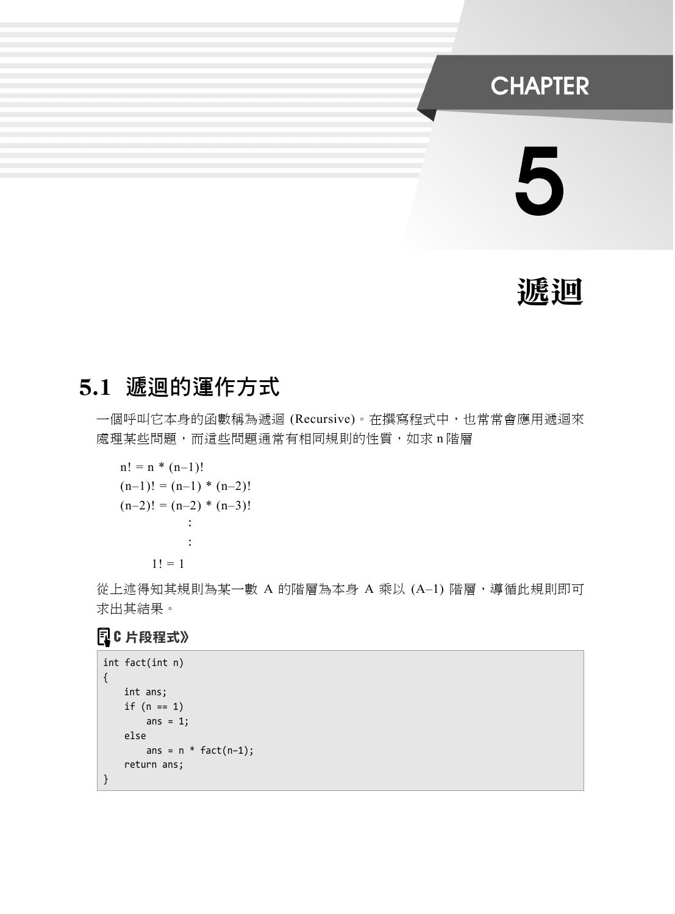# CHAPTER 5

# 遞迴

## 5.1 遞迴的運作方式

一個呼叫它本身的函數稱為遞迴 (Recursive)。在撰寫程式中，也常常會應用遞迴來處理某些問題，而這些問題通常有相同規則的性質，如求 n 階層

$$n! = n * (n-1)!$$
$$(n-1)! = (n-1) * (n-2)!$$
$$(n-2)! = (n-2) * (n-3)!$$
$$\vdots$$
$$1! = 1$$

從上述得知其規則為某一數 A 的階層為本身 A 乘以 (A–1) 階層，遵循此規則即可求出其結果。

**C 片段程式》**

```
int fact(int n)
{
    int ans;
    if (n == 1)
        ans = 1;
    else
        ans = n * fact(n-1);
    return ans;
}
```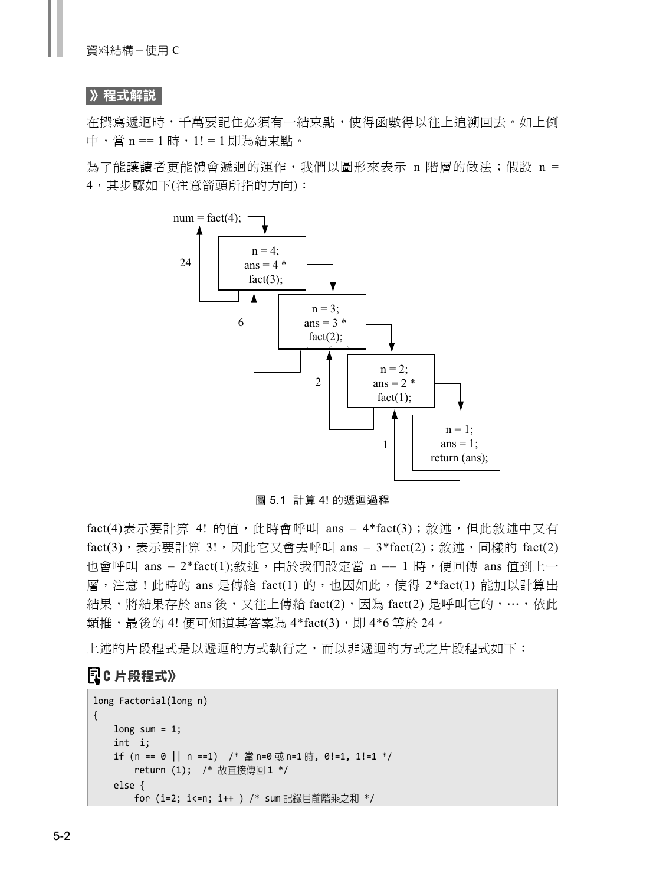## 》程式解說

在撰寫遞迴時，千萬要記住必須有一結束點，使得函數得以往上追溯回去。如上例中，當 n == 1 時，1! = 1 即為結束點。

為了能讓讀者更能體會遞迴的運作，我們以圖形來表示 n 階層的做法；假設 n = 4，其步驟如下(注意箭頭所指的方向)：

```
num = fact(4);
   24 ↑
      n = 4;
      ans = 4 * fact(3);
         6 ↑
            n = 3;
            ans = 3 * fact(2);
               2 ↑
                  n = 2;
                  ans = 2 * fact(1);
                     1 ↑
                        n = 1;
                        ans = 1;
                        return (ans);
```

圖 5.1 計算 4! 的遞迴過程

fact(4)表示要計算 4! 的值，此時會呼叫 ans = 4*fact(3)；敘述，但此敘述中又有 fact(3)，表示要計算 3!，因此它又會去呼叫 ans = 3*fact(2)；敘述，同樣的 fact(2) 也會呼叫 ans = 2*fact(1);敘述，由於我們設定當 n == 1 時，便回傳 ans 值到上一層，注意！此時的 ans 是傳給 fact(1) 的，也因如此，使得 2*fact(1) 能加以計算出結果，將結果存於 ans 後，又往上傳給 fact(2)，因為 fact(2) 是呼叫它的，…，依此類推，最後的 4! 便可知道其答案為 4*fact(3)，即 4*6 等於 24。

上述的片段程式是以遞迴的方式執行之，而以非遞迴的方式之片段程式如下：

**C 片段程式》**

```
long Factorial(long n)
{
    long sum = 1;
    int  i;
    if (n == 0 || n ==1)  /* 當n=0或n=1時, 0!=1, 1!=1 */
        return (1);  /* 故直接傳回1 */
    else {
        for (i=2; i<=n; i++ ) /* sum記錄目前階乘之和 */
```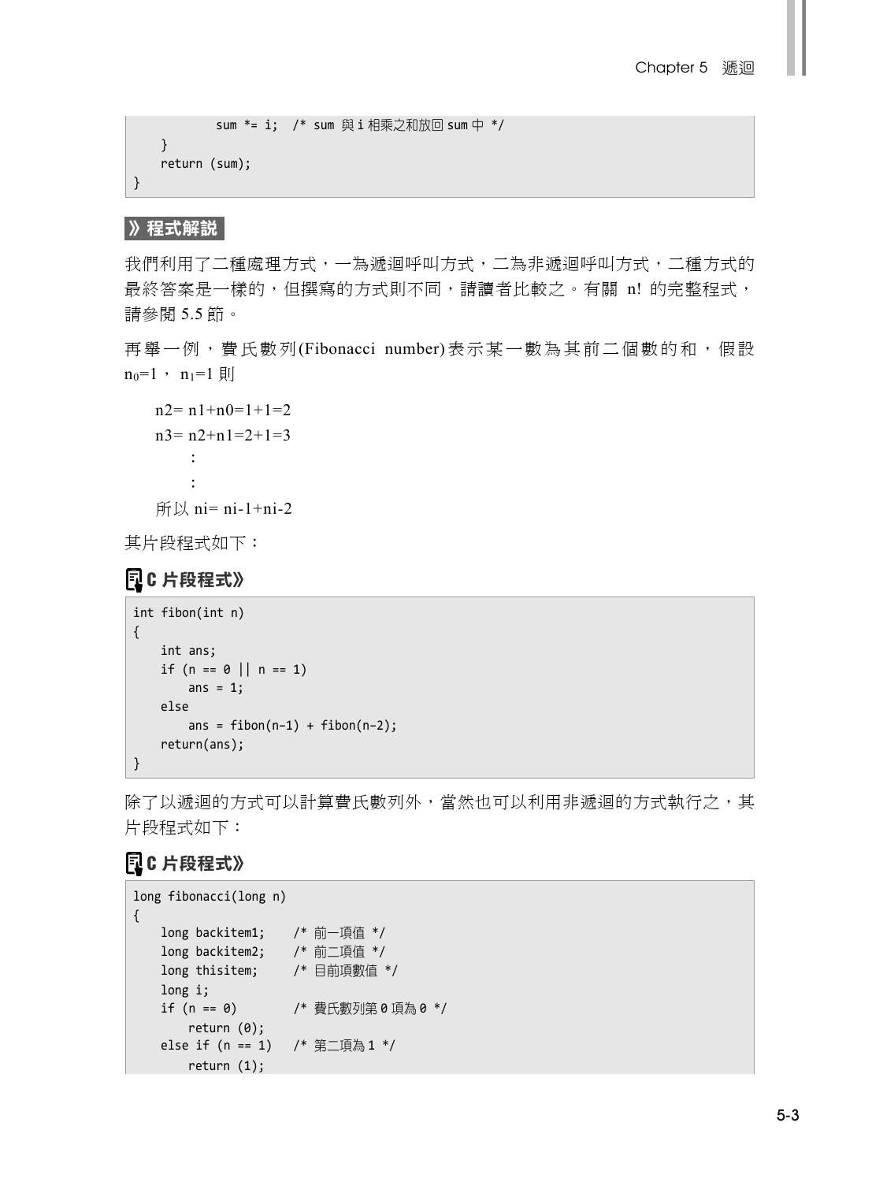```
            sum *= i;  /* sum 與 i 相乘之和放回 sum 中 */
    }
    return (sum);
}
```

**》程式解說**

我們利用了二種處理方式，一為遞迴呼叫方式，二為非遞迴呼叫方式，二種方式的最終答案是一樣的，但撰寫的方式則不同，請讀者比較之。有關 n! 的完整程式，請參閱 5.5 節。

再舉一例，費氏數列(Fibonacci number)表示某一數為其前二個數的和，假設 $n_0=1$， $n_1=1$ 則

n2= n1+n0=1+1=2

n3= n2+n1=2+1=3

:

:

所以 ni= ni-1+ni-2

其片段程式如下：

**C 片段程式》**

```c
int fibon(int n)
{
    int ans;
    if (n == 0 || n == 1)
        ans = 1;
    else
        ans = fibon(n-1) + fibon(n-2);
    return(ans);
}
```

除了以遞迴的方式可以計算費氏數列外，當然也可以利用非遞迴的方式執行之，其片段程式如下：

**C 片段程式》**

```c
long fibonacci(long n)
{
    long backitem1;    /* 前一項值 */
    long backitem2;    /* 前二項值 */
    long thisitem;     /* 目前項數值 */
    long i;
    if (n == 0)        /* 費氏數列第 0 項為 0 */
        return (0);
    else if (n == 1)   /* 第二項為 1 */
        return (1);
```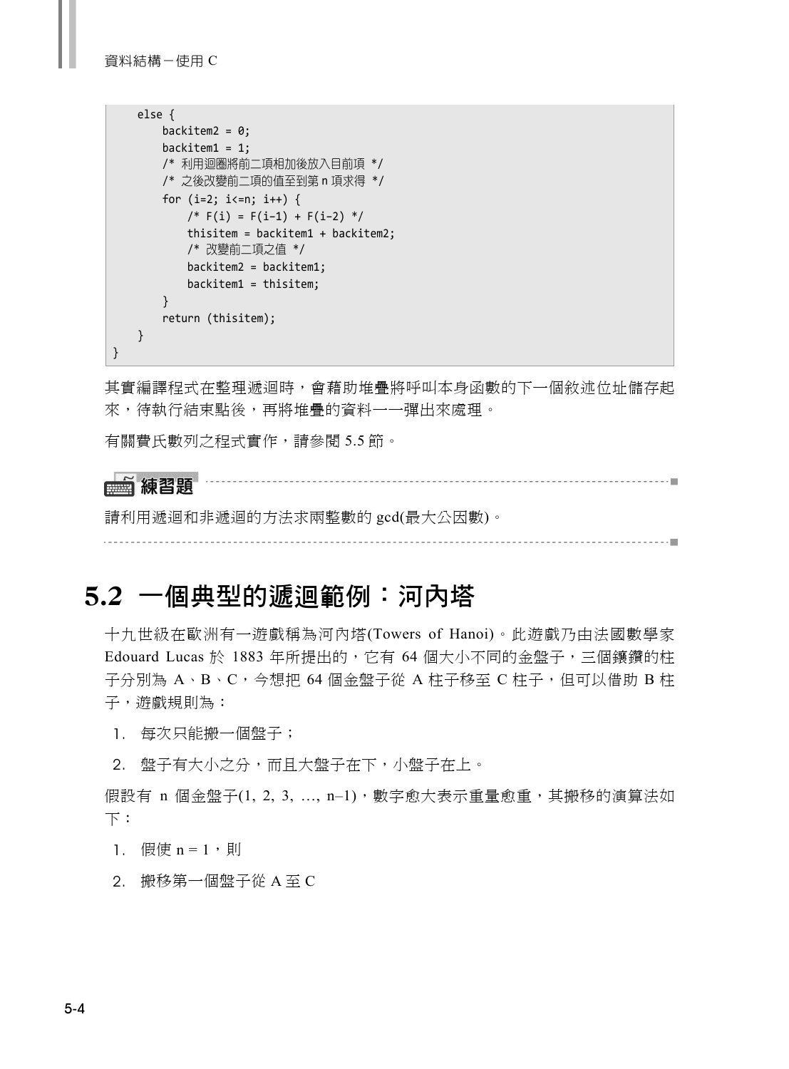```
    else {
        backitem2 = 0;
        backitem1 = 1;
        /* 利用迴圈將前二項相加後放入目前項 */
        /* 之後改變前二項的值至到第 n 項求得 */
        for (i=2; i<=n; i++) {
            /* F(i) = F(i-1) + F(i-2) */
            thisitem = backitem1 + backitem2;
            /* 改變前二項之值 */
            backitem2 = backitem1;
            backitem1 = thisitem;
        }
        return (thisitem);
    }
}
```

其實編譯程式在整理遞迴時，會藉助堆疊將呼叫本身函數的下一個敘述位址儲存起來，待執行結束點後，再將堆疊的資料一一彈出來處理。

有關費氏數列之程式實作，請參閱 5.5 節。

**練習題**

請利用遞迴和非遞迴的方法求兩整數的 gcd(最大公因數)。

## 5.2 一個典型的遞迴範例：河內塔

十九世紀在歐洲有一遊戲稱為河內塔(Towers of Hanoi)。此遊戲乃由法國數學家 Edouard Lucas 於 1883 年所提出的，它有 64 個大小不同的金盤子，三個鑲鑽的柱子分別為 A、B、C，今想把 64 個金盤子從 A 柱子移至 C 柱子，但可以借助 B 柱子，遊戲規則為：

1. 每次只能搬一個盤子；
2. 盤子有大小之分，而且大盤子在下，小盤子在上。

假設有 n 個金盤子(1, 2, 3, …, n–1)，數字愈大表示重量愈重，其搬移的演算法如下：

1. 假使 $n = 1$，則
2. 搬移第一個盤子從 A 至 C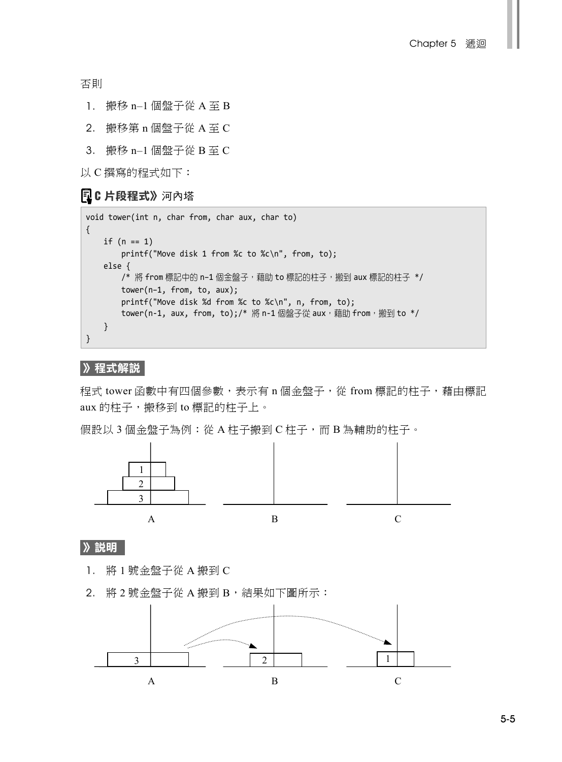否則

1. 搬移 n–1 個盤子從 A 至 B
2. 搬移第 n 個盤子從 A 至 C
3. 搬移 n–1 個盤子從 B 至 C

以 C 撰寫的程式如下：

**C 片段程式》** 河內塔

```
void tower(int n, char from, char aux, char to)
{
    if (n == 1)
        printf("Move disk 1 from %c to %c\n", from, to);
    else {
        /* 將 from 標記中的 n−1 個金盤子，藉助 to 標記的柱子，搬到 aux 標記的柱子 */
        tower(n−1, from, to, aux);
        printf("Move disk %d from %c to %c\n", n, from, to);
        tower(n−1, aux, from, to);/* 將 n-1 個盤子從 aux，藉助 from，搬到 to */
    }
}
```

**》程式解說**

程式 tower 函數中有四個參數，表示有 n 個金盤子，從 from 標記的柱子，藉由標記 aux 的柱子，搬移到 to 標記的柱子上。

假設以 3 個金盤子為例：從 A 柱子搬到 C 柱子，而 B 為輔助的柱子。

**》說明**

1. 將 1 號金盤子從 A 搬到 C
2. 將 2 號金盤子從 A 搬到 B，結果如下圖所示：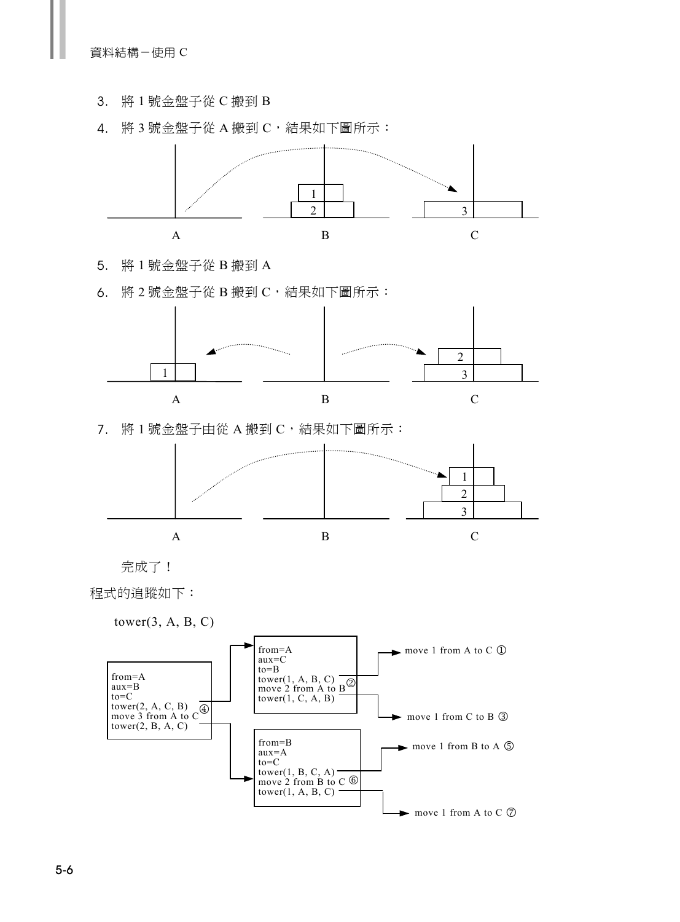3. 將 1 號金盤子從 C 搬到 B
4. 將 3 號金盤子從 A 搬到 C，結果如下圖所示：

5. 將 1 號金盤子從 B 搬到 A
6. 將 2 號金盤子從 B 搬到 C，結果如下圖所示：

7. 將 1 號金盤子由從 A 搬到 C，結果如下圖所示：

完成了！

程式的追蹤如下：

tower(3, A, B, C)

```
from=A
aux=B
to=C
tower(2, A, C, B)
move 3 from A to C ④
tower(2, B, A, C)

    from=A
    aux=C
    to=B
    tower(1, A, B, C)      -> move 1 from A to C ①
    move 2 from A to B ②
    tower(1, C, A, B)      -> move 1 from C to B ③

    from=B
    aux=A
    to=C
    tower(1, B, C, A)      -> move 1 from B to A ⑤
    move 2 from B to C ⑥
    tower(1, A, B, C)      -> move 1 from A to C ⑦
```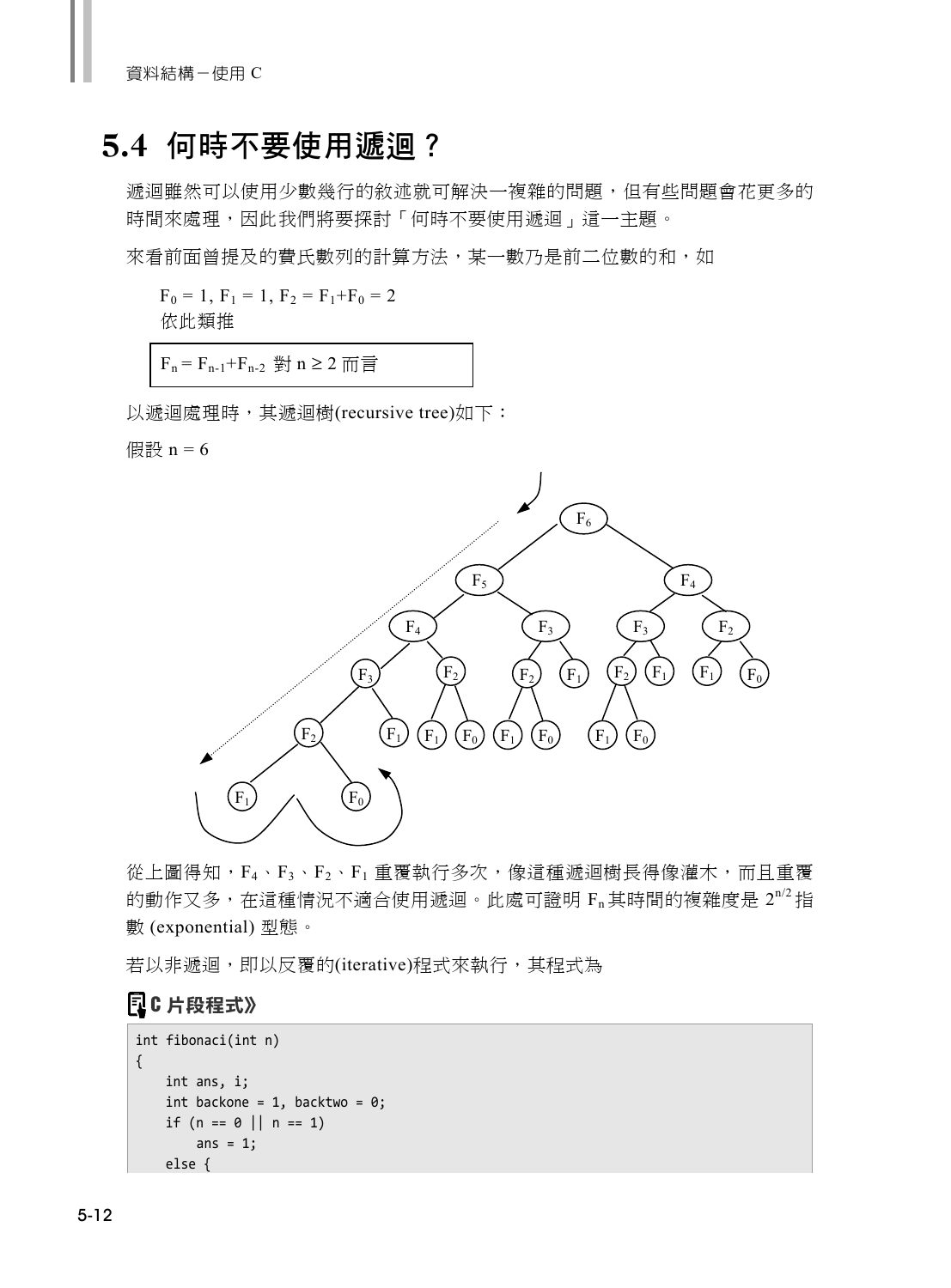## 5.4 何時不要使用遞迴？

遞迴雖然可以使用少數幾行的敘述就可解決一複雜的問題，但有些問題會花更多的時間來處理，因此我們將要探討「何時不要使用遞迴」這一主題。

來看前面曾提及的費氏數列的計算方法，某一數乃是前二位數的和，如

$F_0 = 1, F_1 = 1, F_2 = F_1+F_0 = 2$
依此類推

$F_n = F_{n-1}+F_{n-2}$ 對 $n \geq 2$ 而言

以遞迴處理時，其遞迴樹(recursive tree)如下：

假設 n = 6

從上圖得知，$F_4$、$F_3$、$F_2$、$F_1$ 重覆執行多次，像這種遞迴樹長得像灌木，而且重覆的動作又多，在這種情況不適合使用遞迴。此處可證明 $F_n$ 其時間的複雜度是 $2^{n/2}$ 指數 (exponential) 型態。

若以非遞迴，即以反覆的(iterative)程式來執行，其程式為

**C 片段程式》**

```
int fibonaci(int n)
{
    int ans, i;
    int backone = 1, backtwo = 0;
    if (n == 0 || n == 1)
        ans = 1;
    else {
```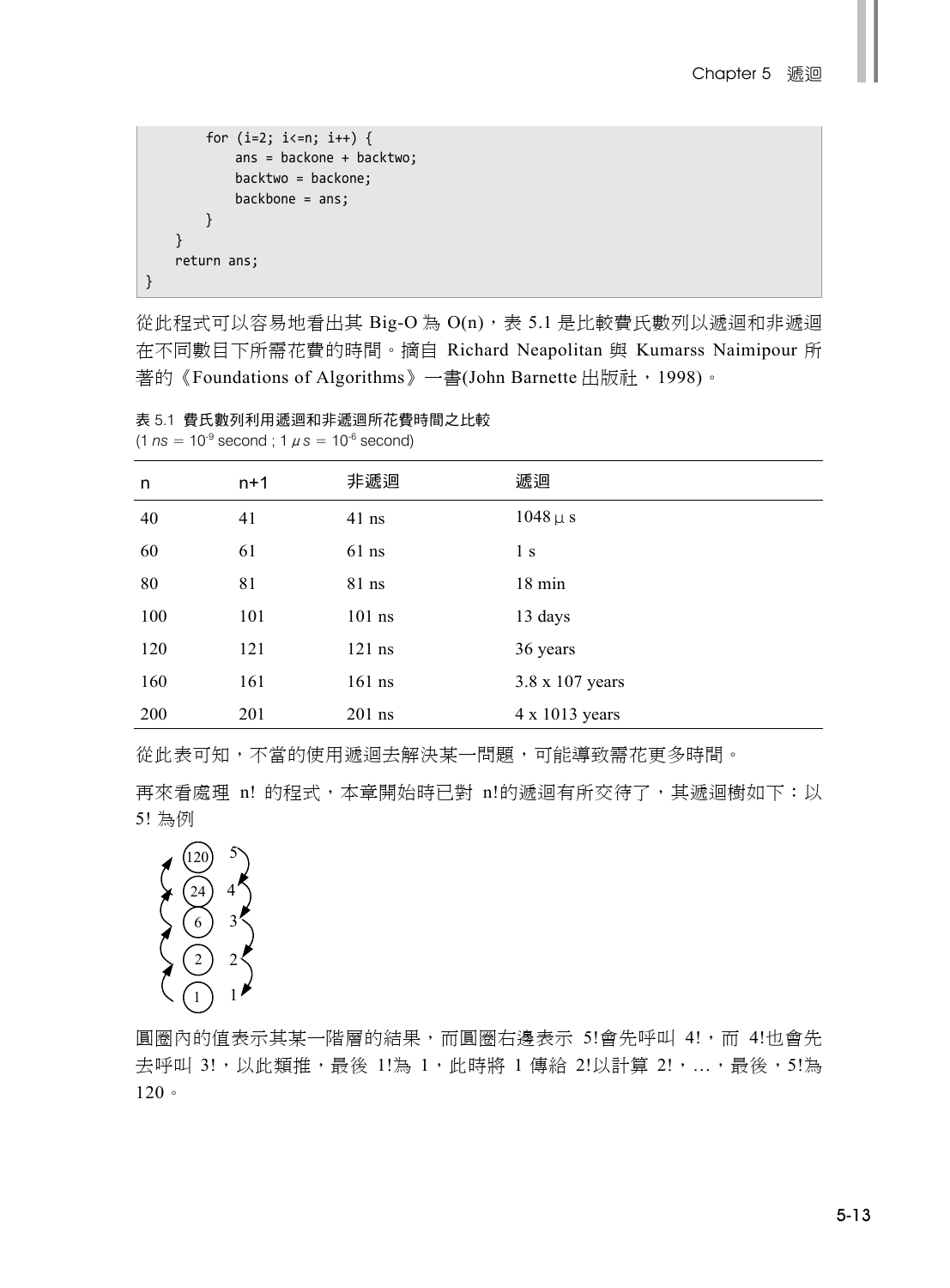```
        for (i=2; i<=n; i++) {
            ans = backone + backtwo;
            backtwo = backone;
            backbone = ans;
        }
    }
    return ans;
}
```

從此程式可以容易地看出其 Big-O 為 O(n)，表 5.1 是比較費氏數列以遞迴和非遞迴在不同數目下所需花費的時間。摘自 Richard Neapolitan 與 Kumarss Naimipour 所著的《Foundations of Algorithms》一書(John Barnette 出版社，1998)。

**表 5.1 費氏數列利用遞迴和非遞迴所花費時間之比較**
(1 *ns* = $10^{-9}$ second ; 1 $\mu s$ = $10^{-6}$ second)

| n | n+1 | 非遞迴 | 遞迴 |
|---|---|---|---|
| 40 | 41 | 41 ns | 1048 $\mu$ s |
| 60 | 61 | 61 ns | 1 s |
| 80 | 81 | 81 ns | 18 min |
| 100 | 101 | 101 ns | 13 days |
| 120 | 121 | 121 ns | 36 years |
| 160 | 161 | 161 ns | 3.8 x 107 years |
| 200 | 201 | 201 ns | 4 x 1013 years |

從此表可知，不當的使用遞迴去解決某一問題，可能導致需花更多時間。

再來看處理 n! 的程式，本章開始時已對 n!的遞迴有所交待了，其遞迴樹如下：以 5! 為例

(120) 5
(24) 4
(6) 3
(2) 2
(1) 1

圓圈內的值表示其某一階層的結果，而圓圈右邊表示 5!會先呼叫 4!，而 4!也會先去呼叫 3!，以此類推，最後 1!為 1，此時將 1 傳給 2!以計算 2!，…，最後，5!為 120。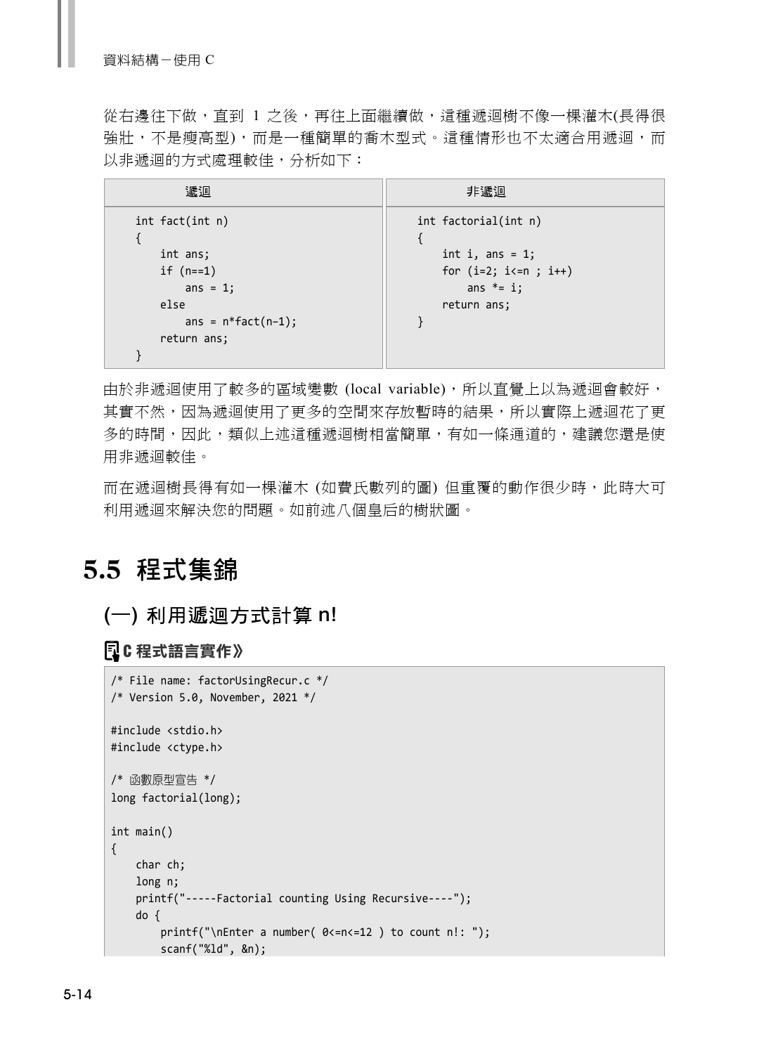從右邊往下做，直到 1 之後，再往上面繼續做，這種遞迴樹不像一棵灌木(長得很強壯，不是瘦高型)，而是一種簡單的喬木型式。這種情形也不太適合用遞迴，而以非遞迴的方式處理較佳，分析如下：

| 遞迴 | 非遞迴 |
|---|---|
| <pre>int fact(int n)<br>{<br>    int ans;<br>    if (n==1)<br>        ans = 1;<br>    else<br>        ans = n*fact(n-1);<br>    return ans;<br>}</pre> | <pre>int factorial(int n)<br>{<br>    int i, ans = 1;<br>    for (i=2; i<=n ; i++)<br>        ans *= i;<br>    return ans;<br>}</pre> |

由於非遞迴使用了較多的區域變數 (local variable)，所以直覺上以為遞迴會較好，其實不然，因為遞迴使用了更多的空間來存放暫時的結果，所以實際上遞迴花了更多的時間，因此，類似上述這種遞迴樹相當簡單，有如一條通道的，建議您還是使用非遞迴較佳。

而在遞迴樹長得有如一棵灌木 (如費氏數列的圖) 但重覆的動作很少時，此時大可利用遞迴來解決您的問題。如前述八個皇后的樹狀圖。

## 5.5 程式集錦

### (一) 利用遞迴方式計算 n!

**C 程式語言實作》**

```
/* File name: factorUsingRecur.c */
/* Version 5.0, November, 2021 */

#include <stdio.h>
#include <ctype.h>

/* 函數原型宣告 */
long factorial(long);

int main()
{
    char ch;
    long n;
    printf("-----Factorial counting Using Recursive----");
    do {
        printf("\nEnter a number( 0<=n<=12 ) to count n!: ");
        scanf("%ld", &n);
```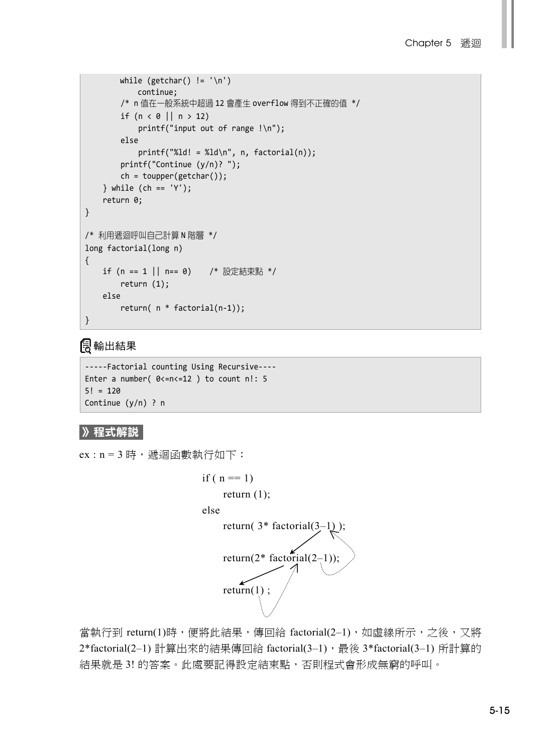```
        while (getchar() != '\n')
            continue;
        /* n 值在一般系統中超過 12 會產生 overflow 得到不正確的值 */
        if (n < 0 || n > 12)
            printf("input out of range !\n");
        else
            printf("%ld! = %ld\n", n, factorial(n));
        printf("Continue (y/n)? ");
        ch = toupper(getchar());
    } while (ch == 'Y');
    return 0;
}

/* 利用遞迴呼叫自己計算 N 階層 */
long factorial(long n)
{
    if (n == 1 || n== 0)    /* 設定結束點 */
        return (1);
    else
        return( n * factorial(n-1));
}
```

**輸出結果**

```
-----Factorial counting Using Recursive----
Enter a number( 0<=n<=12 ) to count n!: 5
5! = 120
Continue (y/n) ? n
```

### 》程式解說

ex：n = 3 時，遞迴函數執行如下：

```
if ( n == 1)
     return (1);
else
     return( 3* factorial(3–1) );

     return(2* factorial(2–1));

     return(1) ;
```

當執行到 return(1)時，便將此結果，傳回給 factorial(2–1)，如虛線所示，之後，又將 2*factorial(2–1) 計算出來的結果傳回給 factorial(3–1)，最後 3*factorial(3–1) 所計算的結果就是 3! 的答案。此處要記得設定結束點，否則程式會形成無窮的呼叫。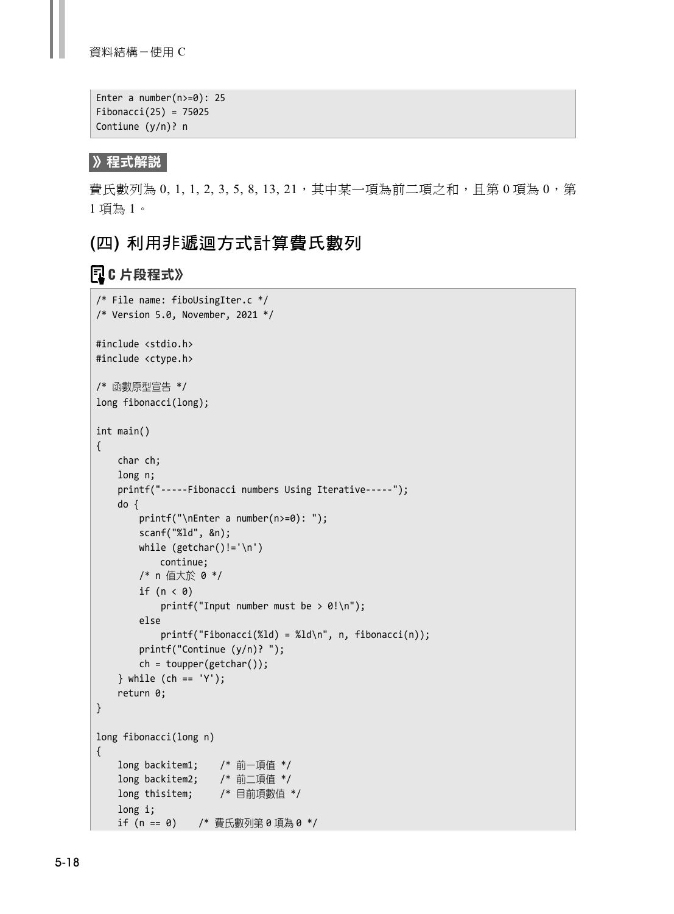```
Enter a number(n>=0): 25
Fibonacci(25) = 75025
Contiune (y/n)? n
```

**》程式解說**

費氏數列為 0, 1, 1, 2, 3, 5, 8, 13, 21，其中某一項為前二項之和，且第 0 項為 0，第 1 項為 1。

## (四) 利用非遞迴方式計算費氏數列

**C 片段程式》**

```
/* File name: fiboUsingIter.c */
/* Version 5.0, November, 2021 */

#include <stdio.h>
#include <ctype.h>

/* 函數原型宣告 */
long fibonacci(long);

int main()
{
    char ch;
    long n;
    printf("-----Fibonacci numbers Using Iterative-----");
    do {
        printf("\nEnter a number(n>=0): ");
        scanf("%ld", &n);
        while (getchar()!='\n')
            continue;
        /* n 值大於 0 */
        if (n < 0)
            printf("Input number must be > 0!\n");
        else
            printf("Fibonacci(%ld) = %ld\n", n, fibonacci(n));
        printf("Continue (y/n)? ");
        ch = toupper(getchar());
    } while (ch == 'Y');
    return 0;
}

long fibonacci(long n)
{
    long backitem1;    /* 前一項值 */
    long backitem2;    /* 前二項值 */
    long thisitem;     /* 目前項數值 */
    long i;
    if (n == 0)    /* 費氏數列第 0 項為 0 */
```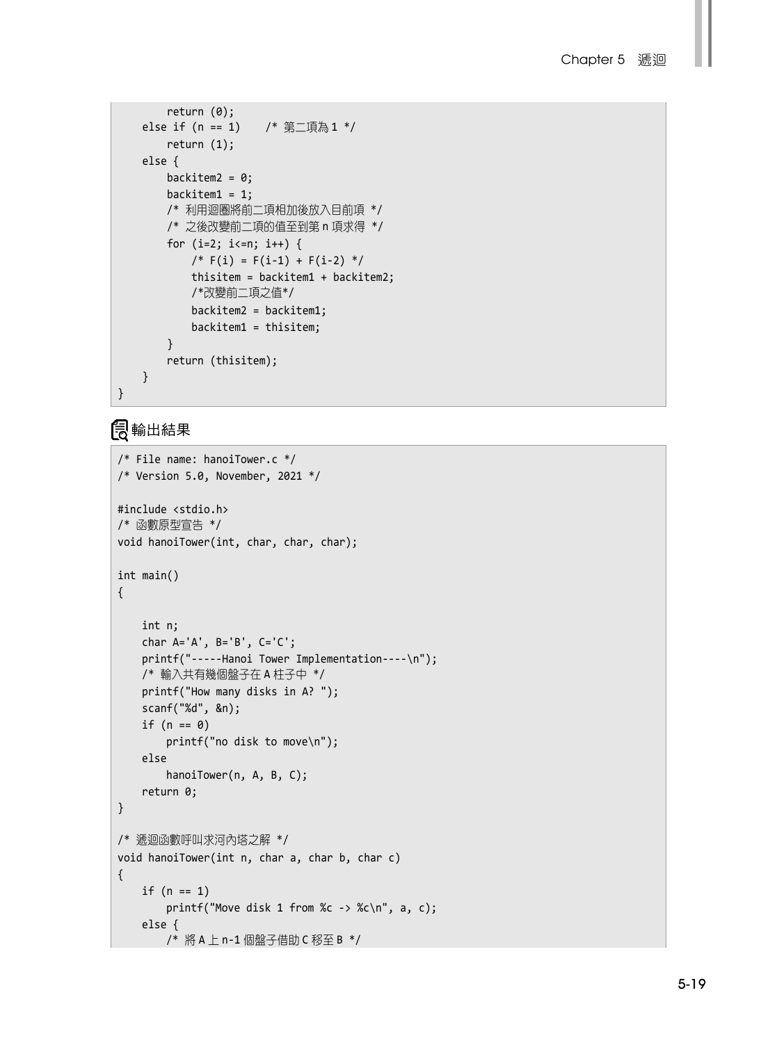```
        return (0);
    else if (n == 1)    /* 第二項為 1 */
        return (1);
    else {
        backitem2 = 0;
        backitem1 = 1;
        /* 利用迴圈將前二項相加後放入目前項 */
        /* 之後改變前二項的值至到第 n 項求得 */
        for (i=2; i<=n; i++) {
            /* F(i) = F(i-1) + F(i-2) */
            thisitem = backitem1 + backitem2;
            /*改變前二項之值*/
            backitem2 = backitem1;
            backitem1 = thisitem;
        }
        return (thisitem);
    }
}
```

輸出結果

```
/* File name: hanoiTower.c */
/* Version 5.0, November, 2021 */

#include <stdio.h>
/* 函數原型宣告 */
void hanoiTower(int, char, char, char);

int main()
{

    int n;
    char A='A', B='B', C='C';
    printf("-----Hanoi Tower Implementation----\n");
    /* 輸入共有幾個盤子在 A 柱子中 */
    printf("How many disks in A? ");
    scanf("%d", &n);
    if (n == 0)
        printf("no disk to move\n");
    else
        hanoiTower(n, A, B, C);
    return 0;
}

/* 遞迴函數呼叫求河內塔之解 */
void hanoiTower(int n, char a, char b, char c)
{
    if (n == 1)
        printf("Move disk 1 from %c -> %c\n", a, c);
    else {
        /* 將 A 上 n-1 個盤子借助 C 移至 B */
```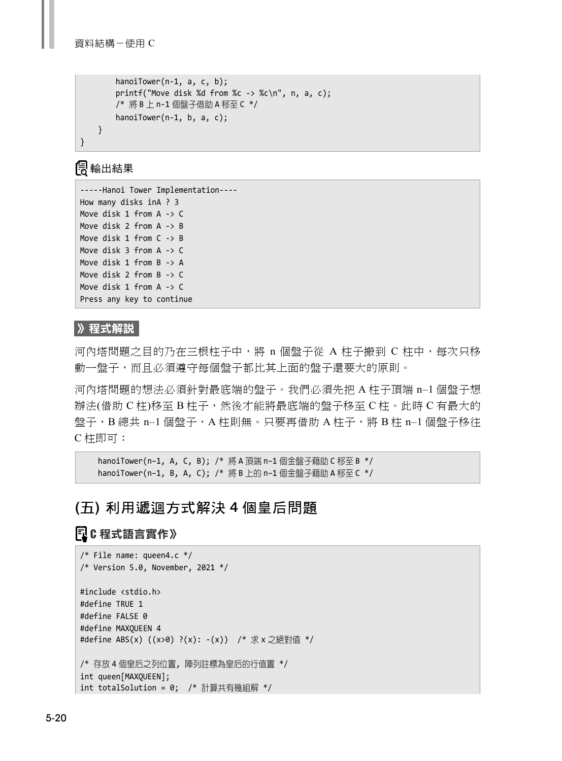```
        hanoiTower(n-1, a, c, b);
        printf("Move disk %d from %c -> %c\n", n, a, c);
        /* 將 B 上 n-1 個盤子借助 A 移至 C */
        hanoiTower(n-1, b, a, c);
    }
}
```

輸出結果

```
-----Hanoi Tower Implementation----
How many disks inA ? 3
Move disk 1 from A -> C
Move disk 2 from A -> B
Move disk 1 from C -> B
Move disk 3 from A -> C
Move disk 1 from B -> A
Move disk 2 from B -> C
Move disk 1 from A -> C
Press any key to continue
```

**》程式解說**

河內塔問題之目的乃在三根柱子中，將 n 個盤子從 A 柱子搬到 C 柱中，每次只移動一盤子，而且必須遵守每個盤子都比其上面的盤子還要大的原則。

河內塔問題的想法必須針對最底端的盤子。我們必須先把 A 柱子頂端 n–1 個盤子想辦法(借助 C 柱)移至 B 柱子，然後才能將最底端的盤子移至 C 柱。此時 C 有最大的盤子，B 總共 n–1 個盤子，A 柱則無。只要再借助 A 柱子，將 B 柱 n–1 個盤子移往 C 柱即可：

```
    hanoiTower(n–1, A, C, B); /* 將 A 頂端 n–1 個金盤子藉助 C 移至 B */
    hanoiTower(n–1, B, A, C); /* 將 B 上的 n–1 個金盤子藉助 A 移至 C */
```

## (五) 利用遞迴方式解決 4 個皇后問題

**C 程式語言實作》**

```
/* File name: queen4.c */
/* Version 5.0, November, 2021 */

#include <stdio.h>
#define TRUE 1
#define FALSE 0
#define MAXQUEEN 4
#define ABS(x) ((x>0) ?(x): -(x))  /* 求 x 之絕對值 */

/* 存放 4 個皇后之列位置, 陣列註標為皇后的行值置 */
int queen[MAXQUEEN];
int totalSolution = 0;  /* 計算共有幾組解 */
```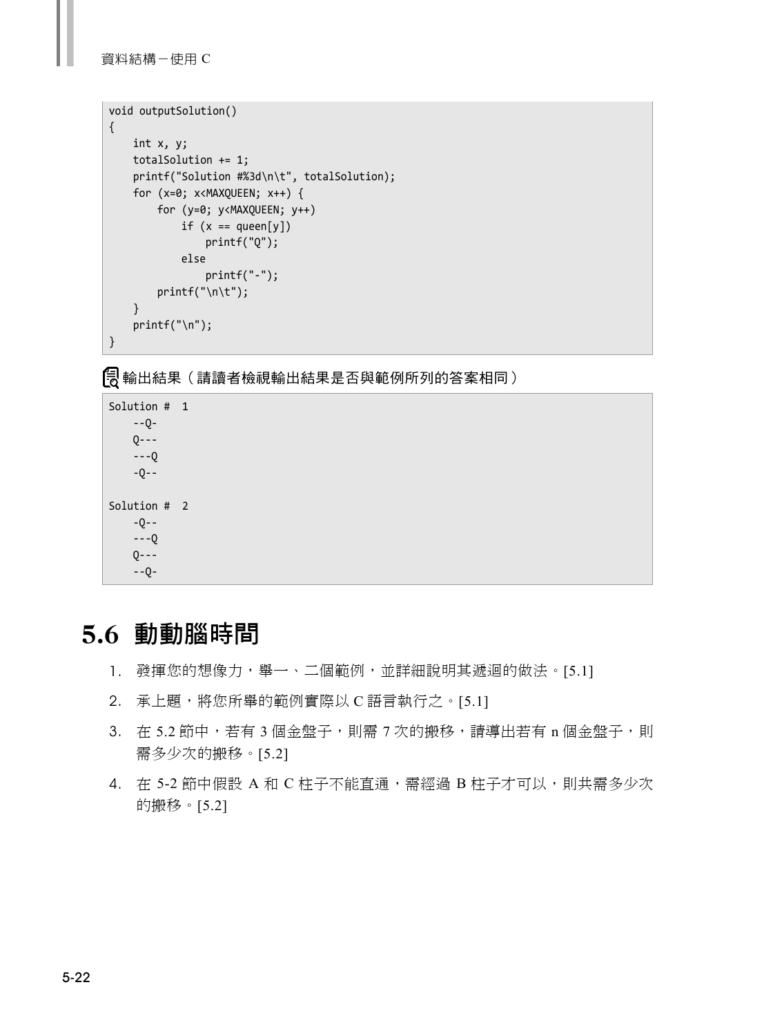```
void outputSolution()
{
    int x, y;
    totalSolution += 1;
    printf("Solution #%3d\n\t", totalSolution);
    for (x=0; x<MAXQUEEN; x++) {
        for (y=0; y<MAXQUEEN; y++)
            if (x == queen[y])
                printf("Q");
            else
                printf("-");
        printf("\n\t");
    }
    printf("\n");
}
```

輸出結果（請讀者檢視輸出結果是否與範例所列的答案相同）

```
Solution #  1
    --Q-
    Q---
    ---Q
    -Q--

Solution #  2
    -Q--
    ---Q
    Q---
    --Q-
```

## 5.6 動動腦時間

1. 發揮您的想像力，舉一、二個範例，並詳細說明其遞迴的做法。[5.1]
2. 承上題，將您所舉的範例實際以 C 語言執行之。[5.1]
3. 在 5.2 節中，若有 3 個金盤子，則需 7 次的搬移，請導出若有 n 個金盤子，則需多少次的搬移。[5.2]
4. 在 5-2 節中假設 A 和 C 柱子不能直通，需經過 B 柱子才可以，則共需多少次的搬移。[5.2]